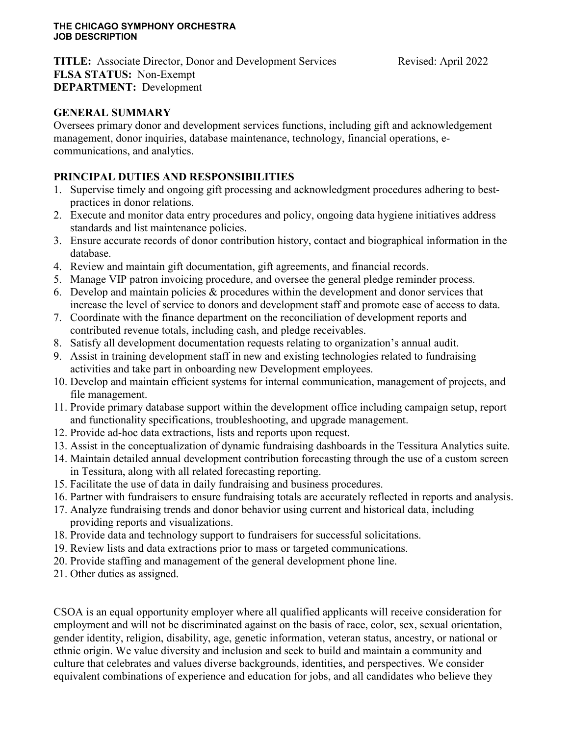**THE CHICAGO SYMPHONY ORCHESTRA**
**JOB DESCRIPTION**

**TITLE:** Associate Director, Donor and Development Services  Revised: April 2022
**FLSA STATUS:** Non-Exempt
**DEPARTMENT:** Development

## GENERAL SUMMARY

Oversees primary donor and development services functions, including gift and acknowledgement management, donor inquiries, database maintenance, technology, financial operations, e-communications, and analytics.

## PRINCIPAL DUTIES AND RESPONSIBILITIES

1. Supervise timely and ongoing gift processing and acknowledgment procedures adhering to best-practices in donor relations.
2. Execute and monitor data entry procedures and policy, ongoing data hygiene initiatives address standards and list maintenance policies.
3. Ensure accurate records of donor contribution history, contact and biographical information in the database.
4. Review and maintain gift documentation, gift agreements, and financial records.
5. Manage VIP patron invoicing procedure, and oversee the general pledge reminder process.
6. Develop and maintain policies & procedures within the development and donor services that increase the level of service to donors and development staff and promote ease of access to data.
7. Coordinate with the finance department on the reconciliation of development reports and contributed revenue totals, including cash, and pledge receivables.
8. Satisfy all development documentation requests relating to organization's annual audit.
9. Assist in training development staff in new and existing technologies related to fundraising activities and take part in onboarding new Development employees.
10. Develop and maintain efficient systems for internal communication, management of projects, and file management.
11. Provide primary database support within the development office including campaign setup, report and functionality specifications, troubleshooting, and upgrade management.
12. Provide ad-hoc data extractions, lists and reports upon request.
13. Assist in the conceptualization of dynamic fundraising dashboards in the Tessitura Analytics suite.
14. Maintain detailed annual development contribution forecasting through the use of a custom screen in Tessitura, along with all related forecasting reporting.
15. Facilitate the use of data in daily fundraising and business procedures.
16. Partner with fundraisers to ensure fundraising totals are accurately reflected in reports and analysis.
17. Analyze fundraising trends and donor behavior using current and historical data, including providing reports and visualizations.
18. Provide data and technology support to fundraisers for successful solicitations.
19. Review lists and data extractions prior to mass or targeted communications.
20. Provide staffing and management of the general development phone line.
21. Other duties as assigned.

CSOA is an equal opportunity employer where all qualified applicants will receive consideration for employment and will not be discriminated against on the basis of race, color, sex, sexual orientation, gender identity, religion, disability, age, genetic information, veteran status, ancestry, or national or ethnic origin. We value diversity and inclusion and seek to build and maintain a community and culture that celebrates and values diverse backgrounds, identities, and perspectives. We consider equivalent combinations of experience and education for jobs, and all candidates who believe they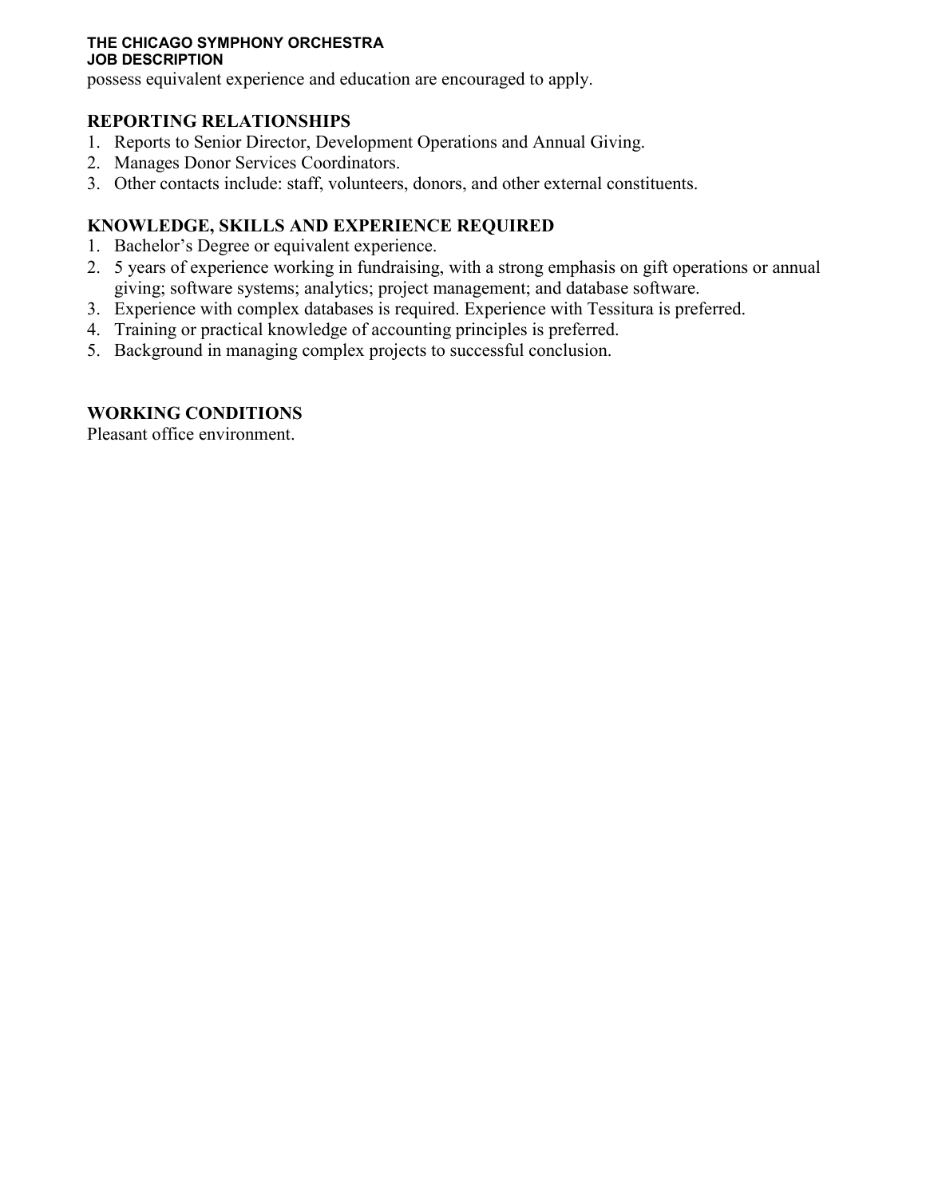possess equivalent experience and education are encouraged to apply.

## REPORTING RELATIONSHIPS

1. Reports to Senior Director, Development Operations and Annual Giving.
2. Manages Donor Services Coordinators.
3. Other contacts include: staff, volunteers, donors, and other external constituents.

## KNOWLEDGE, SKILLS AND EXPERIENCE REQUIRED

1. Bachelor’s Degree or equivalent experience.
2. 5 years of experience working in fundraising, with a strong emphasis on gift operations or annual giving; software systems; analytics; project management; and database software.
3. Experience with complex databases is required. Experience with Tessitura is preferred.
4. Training or practical knowledge of accounting principles is preferred.
5. Background in managing complex projects to successful conclusion.

## WORKING CONDITIONS

Pleasant office environment.